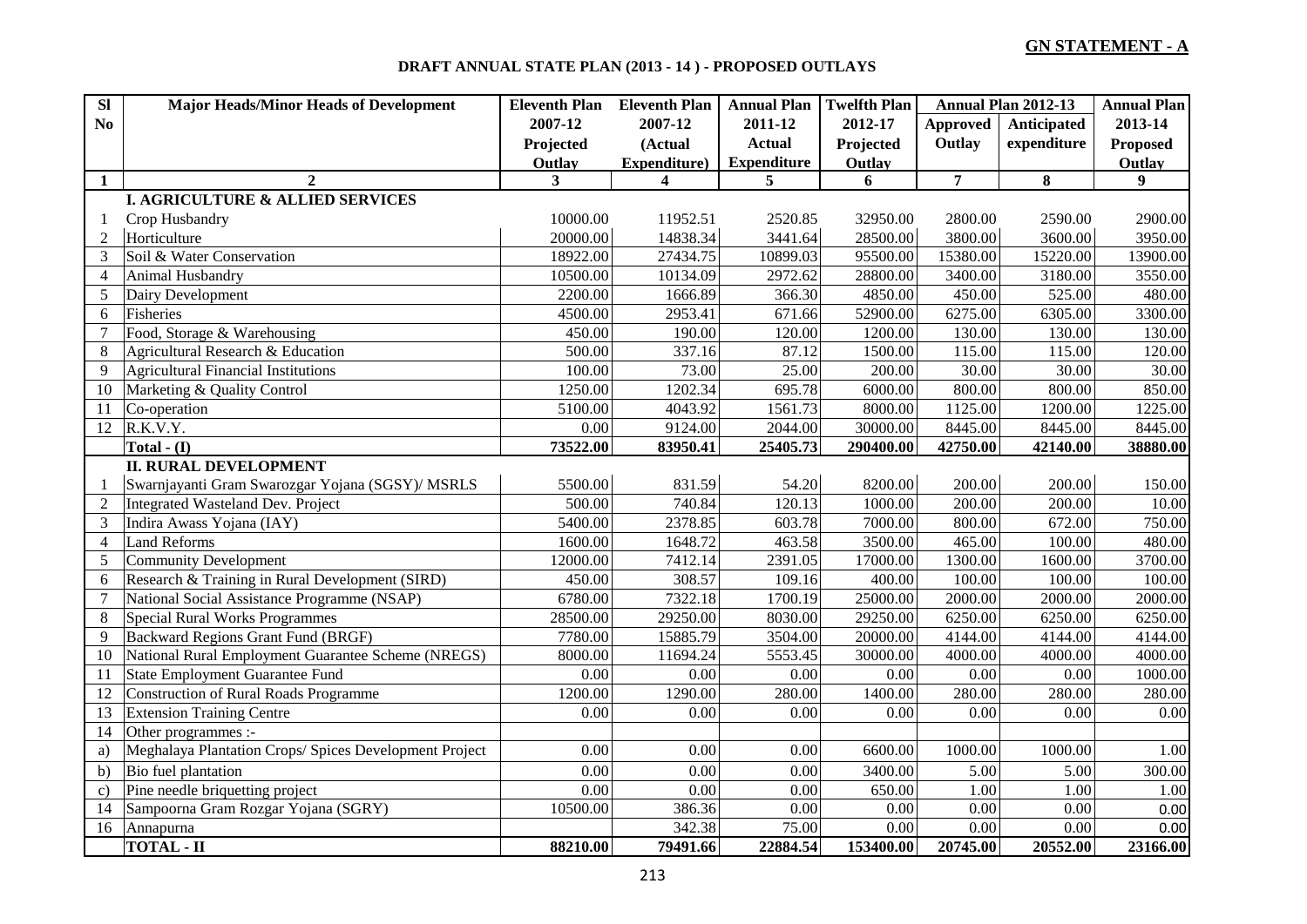**GN STATEMENT - A**

**DRAFT ANNUAL STATE PLAN (2013 - 14 ) - PROPOSED OUTLAYS**

| Sl No | Major Heads/Minor Heads of Development | Eleventh Plan 2007-12 Projected Outlay | Eleventh Plan 2007-12 (Actual Expenditure) | Annual Plan 2011-12 Actual Expenditure | Twelfth Plan 2012-17 Projected Outlay | Annual Plan 2012-13 | | Annual Plan 2013-14 Proposed Outlay |
|---|---|---|---|---|---|---|---|---|
| | | | | | | Approved Outlay | Anticipated expenditure | |
| 1 | 2 | 3 | 4 | 5 | 6 | 7 | 8 | 9 |
| | **I. AGRICULTURE & ALLIED SERVICES** | | | | | | | |
| 1 | Crop Husbandry | 10000.00 | 11952.51 | 2520.85 | 32950.00 | 2800.00 | 2590.00 | 2900.00 |
| 2 | Horticulture | 20000.00 | 14838.34 | 3441.64 | 28500.00 | 3800.00 | 3600.00 | 3950.00 |
| 3 | Soil & Water Conservation | 18922.00 | 27434.75 | 10899.03 | 95500.00 | 15380.00 | 15220.00 | 13900.00 |
| 4 | Animal Husbandry | 10500.00 | 10134.09 | 2972.62 | 28800.00 | 3400.00 | 3180.00 | 3550.00 |
| 5 | Dairy Development | 2200.00 | 1666.89 | 366.30 | 4850.00 | 450.00 | 525.00 | 480.00 |
| 6 | Fisheries | 4500.00 | 2953.41 | 671.66 | 52900.00 | 6275.00 | 6305.00 | 3300.00 |
| 7 | Food, Storage & Warehousing | 450.00 | 190.00 | 120.00 | 1200.00 | 130.00 | 130.00 | 130.00 |
| 8 | Agricultural Research & Education | 500.00 | 337.16 | 87.12 | 1500.00 | 115.00 | 115.00 | 120.00 |
| 9 | Agricultural Financial Institutions | 100.00 | 73.00 | 25.00 | 200.00 | 30.00 | 30.00 | 30.00 |
| 10 | Marketing & Quality Control | 1250.00 | 1202.34 | 695.78 | 6000.00 | 800.00 | 800.00 | 850.00 |
| 11 | Co-operation | 5100.00 | 4043.92 | 1561.73 | 8000.00 | 1125.00 | 1200.00 | 1225.00 |
| 12 | R.K.V.Y. | 0.00 | 9124.00 | 2044.00 | 30000.00 | 8445.00 | 8445.00 | 8445.00 |
| | **Total - (I)** | **73522.00** | **83950.41** | **25405.73** | **290400.00** | **42750.00** | **42140.00** | **38880.00** |
| | **II. RURAL DEVELOPMENT** | | | | | | | |
| 1 | Swarnjayanti Gram Swarozgar Yojana (SGSY)/ MSRLS | 5500.00 | 831.59 | 54.20 | 8200.00 | 200.00 | 200.00 | 150.00 |
| 2 | Integrated Wasteland Dev. Project | 500.00 | 740.84 | 120.13 | 1000.00 | 200.00 | 200.00 | 10.00 |
| 3 | Indira Awass Yojana (IAY) | 5400.00 | 2378.85 | 603.78 | 7000.00 | 800.00 | 672.00 | 750.00 |
| 4 | Land Reforms | 1600.00 | 1648.72 | 463.58 | 3500.00 | 465.00 | 100.00 | 480.00 |
| 5 | Community Development | 12000.00 | 7412.14 | 2391.05 | 17000.00 | 1300.00 | 1600.00 | 3700.00 |
| 6 | Research & Training in Rural Development (SIRD) | 450.00 | 308.57 | 109.16 | 400.00 | 100.00 | 100.00 | 100.00 |
| 7 | National Social Assistance Programme (NSAP) | 6780.00 | 7322.18 | 1700.19 | 25000.00 | 2000.00 | 2000.00 | 2000.00 |
| 8 | Special Rural Works Programmes | 28500.00 | 29250.00 | 8030.00 | 29250.00 | 6250.00 | 6250.00 | 6250.00 |
| 9 | Backward Regions Grant Fund (BRGF) | 7780.00 | 15885.79 | 3504.00 | 20000.00 | 4144.00 | 4144.00 | 4144.00 |
| 10 | National Rural Employment Guarantee Scheme (NREGS) | 8000.00 | 11694.24 | 5553.45 | 30000.00 | 4000.00 | 4000.00 | 4000.00 |
| 11 | State Employment Guarantee Fund | 0.00 | 0.00 | 0.00 | 0.00 | 0.00 | 0.00 | 1000.00 |
| 12 | Construction of Rural Roads Programme | 1200.00 | 1290.00 | 280.00 | 1400.00 | 280.00 | 280.00 | 280.00 |
| 13 | Extension Training Centre | 0.00 | 0.00 | 0.00 | 0.00 | 0.00 | 0.00 | 0.00 |
| 14 | Other programmes :- | | | | | | | |
| a) | Meghalaya Plantation Crops/ Spices Development Project | 0.00 | 0.00 | 0.00 | 6600.00 | 1000.00 | 1000.00 | 1.00 |
| b) | Bio fuel plantation | 0.00 | 0.00 | 0.00 | 3400.00 | 5.00 | 5.00 | 300.00 |
| c) | Pine needle briquetting project | 0.00 | 0.00 | 0.00 | 650.00 | 1.00 | 1.00 | 1.00 |
| 14 | Sampoorna Gram Rozgar Yojana (SGRY) | 10500.00 | 386.36 | 0.00 | 0.00 | 0.00 | 0.00 | 0.00 |
| 16 | Annapurna | | 342.38 | 75.00 | 0.00 | 0.00 | 0.00 | 0.00 |
| | **TOTAL - II** | **88210.00** | **79491.66** | **22884.54** | **153400.00** | **20745.00** | **20552.00** | **23166.00** |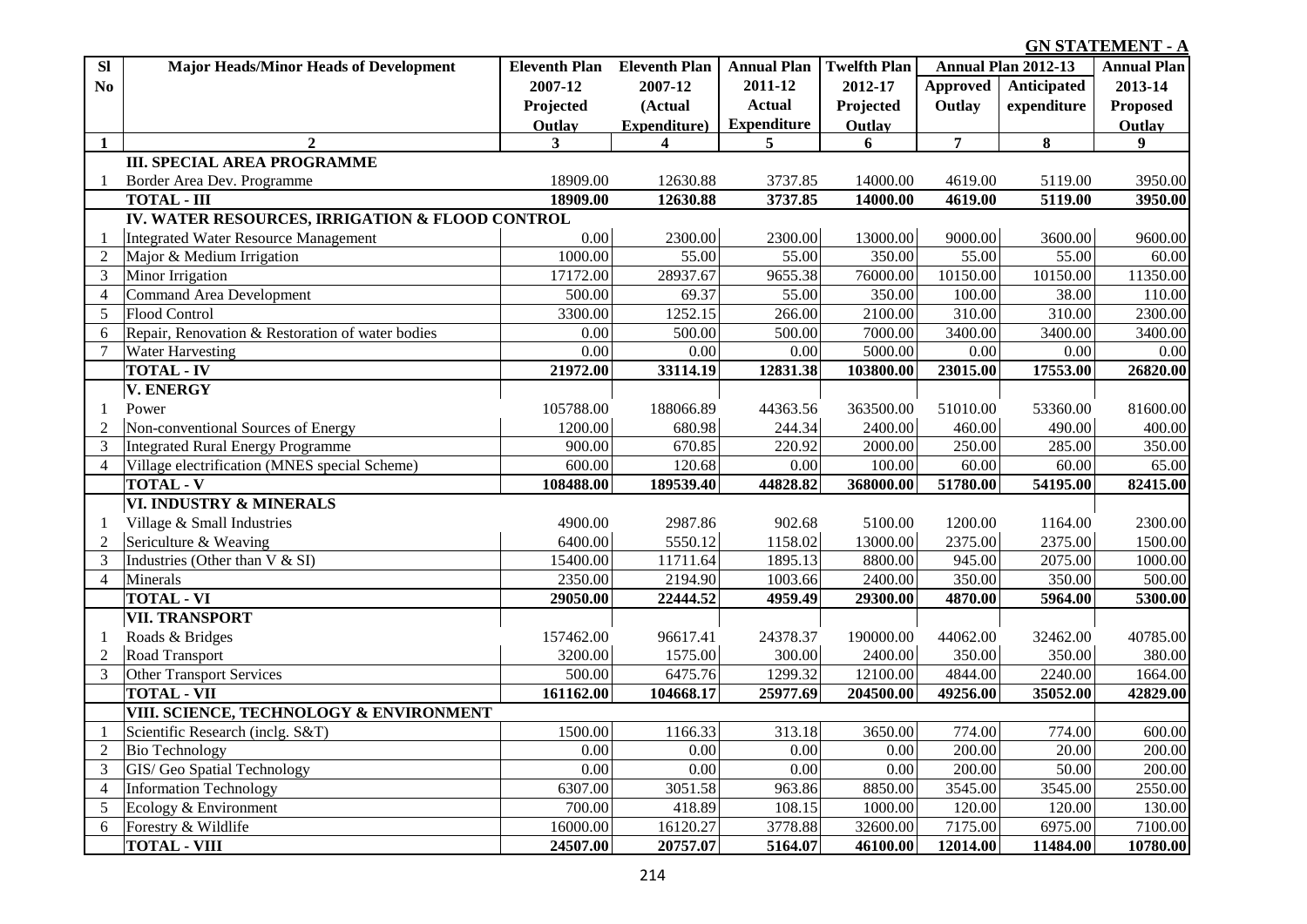**GN STATEMENT - A**

| Sl No | Major Heads/Minor Heads of Development | Eleventh Plan 2007-12 Projected Outlay | Eleventh Plan 2007-12 (Actual Expenditure) | Annual Plan 2011-12 Actual Expenditure | Twelfth Plan 2012-17 Projected Outlay | Annual Plan 2012-13 | | Annual Plan 2013-14 Proposed Outlay |
|---|---|---|---|---|---|---|---|---|
| | | | | | | Approved Outlay | Anticipated expenditure | |
| 1 | 2 | 3 | 4 | 5 | 6 | 7 | 8 | 9 |
| | **III. SPECIAL AREA PROGRAMME** | | | | | | | |
| 1 | Border Area Dev. Programme | 18909.00 | 12630.88 | 3737.85 | 14000.00 | 4619.00 | 5119.00 | 3950.00 |
| | **TOTAL - III** | **18909.00** | **12630.88** | **3737.85** | **14000.00** | **4619.00** | **5119.00** | **3950.00** |
| | **IV. WATER RESOURCES, IRRIGATION & FLOOD CONTROL** | | | | | | | |
| 1 | Integrated Water Resource Management | 0.00 | 2300.00 | 2300.00 | 13000.00 | 9000.00 | 3600.00 | 9600.00 |
| 2 | Major & Medium Irrigation | 1000.00 | 55.00 | 55.00 | 350.00 | 55.00 | 55.00 | 60.00 |
| 3 | Minor Irrigation | 17172.00 | 28937.67 | 9655.38 | 76000.00 | 10150.00 | 10150.00 | 11350.00 |
| 4 | Command Area Development | 500.00 | 69.37 | 55.00 | 350.00 | 100.00 | 38.00 | 110.00 |
| 5 | Flood Control | 3300.00 | 1252.15 | 266.00 | 2100.00 | 310.00 | 310.00 | 2300.00 |
| 6 | Repair, Renovation & Restoration of water bodies | 0.00 | 500.00 | 500.00 | 7000.00 | 3400.00 | 3400.00 | 3400.00 |
| 7 | Water Harvesting | 0.00 | 0.00 | 0.00 | 5000.00 | 0.00 | 0.00 | 0.00 |
| | **TOTAL - IV** | **21972.00** | **33114.19** | **12831.38** | **103800.00** | **23015.00** | **17553.00** | **26820.00** |
| | **V. ENERGY** | | | | | | | |
| 1 | Power | 105788.00 | 188066.89 | 44363.56 | 363500.00 | 51010.00 | 53360.00 | 81600.00 |
| 2 | Non-conventional Sources of Energy | 1200.00 | 680.98 | 244.34 | 2400.00 | 460.00 | 490.00 | 400.00 |
| 3 | Integrated Rural Energy Programme | 900.00 | 670.85 | 220.92 | 2000.00 | 250.00 | 285.00 | 350.00 |
| 4 | Village electrification (MNES special Scheme) | 600.00 | 120.68 | 0.00 | 100.00 | 60.00 | 60.00 | 65.00 |
| | **TOTAL - V** | **108488.00** | **189539.40** | **44828.82** | **368000.00** | **51780.00** | **54195.00** | **82415.00** |
| | **VI. INDUSTRY & MINERALS** | | | | | | | |
| 1 | Village & Small Industries | 4900.00 | 2987.86 | 902.68 | 5100.00 | 1200.00 | 1164.00 | 2300.00 |
| 2 | Sericulture & Weaving | 6400.00 | 5550.12 | 1158.02 | 13000.00 | 2375.00 | 2375.00 | 1500.00 |
| 3 | Industries (Other than V & SI) | 15400.00 | 11711.64 | 1895.13 | 8800.00 | 945.00 | 2075.00 | 1000.00 |
| 4 | Minerals | 2350.00 | 2194.90 | 1003.66 | 2400.00 | 350.00 | 350.00 | 500.00 |
| | **TOTAL - VI** | **29050.00** | **22444.52** | **4959.49** | **29300.00** | **4870.00** | **5964.00** | **5300.00** |
| | **VII. TRANSPORT** | | | | | | | |
| 1 | Roads & Bridges | 157462.00 | 96617.41 | 24378.37 | 190000.00 | 44062.00 | 32462.00 | 40785.00 |
| 2 | Road Transport | 3200.00 | 1575.00 | 300.00 | 2400.00 | 350.00 | 350.00 | 380.00 |
| 3 | Other Transport Services | 500.00 | 6475.76 | 1299.32 | 12100.00 | 4844.00 | 2240.00 | 1664.00 |
| | **TOTAL - VII** | **161162.00** | **104668.17** | **25977.69** | **204500.00** | **49256.00** | **35052.00** | **42829.00** |
| | **VIII. SCIENCE, TECHNOLOGY & ENVIRONMENT** | | | | | | | |
| 1 | Scientific Research (inclg. S&T) | 1500.00 | 1166.33 | 313.18 | 3650.00 | 774.00 | 774.00 | 600.00 |
| 2 | Bio Technology | 0.00 | 0.00 | 0.00 | 0.00 | 200.00 | 20.00 | 200.00 |
| 3 | GIS/ Geo Spatial Technology | 0.00 | 0.00 | 0.00 | 0.00 | 200.00 | 50.00 | 200.00 |
| 4 | Information Technology | 6307.00 | 3051.58 | 963.86 | 8850.00 | 3545.00 | 3545.00 | 2550.00 |
| 5 | Ecology & Environment | 700.00 | 418.89 | 108.15 | 1000.00 | 120.00 | 120.00 | 130.00 |
| 6 | Forestry & Wildlife | 16000.00 | 16120.27 | 3778.88 | 32600.00 | 7175.00 | 6975.00 | 7100.00 |
| | **TOTAL - VIII** | **24507.00** | **20757.07** | **5164.07** | **46100.00** | **12014.00** | **11484.00** | **10780.00** |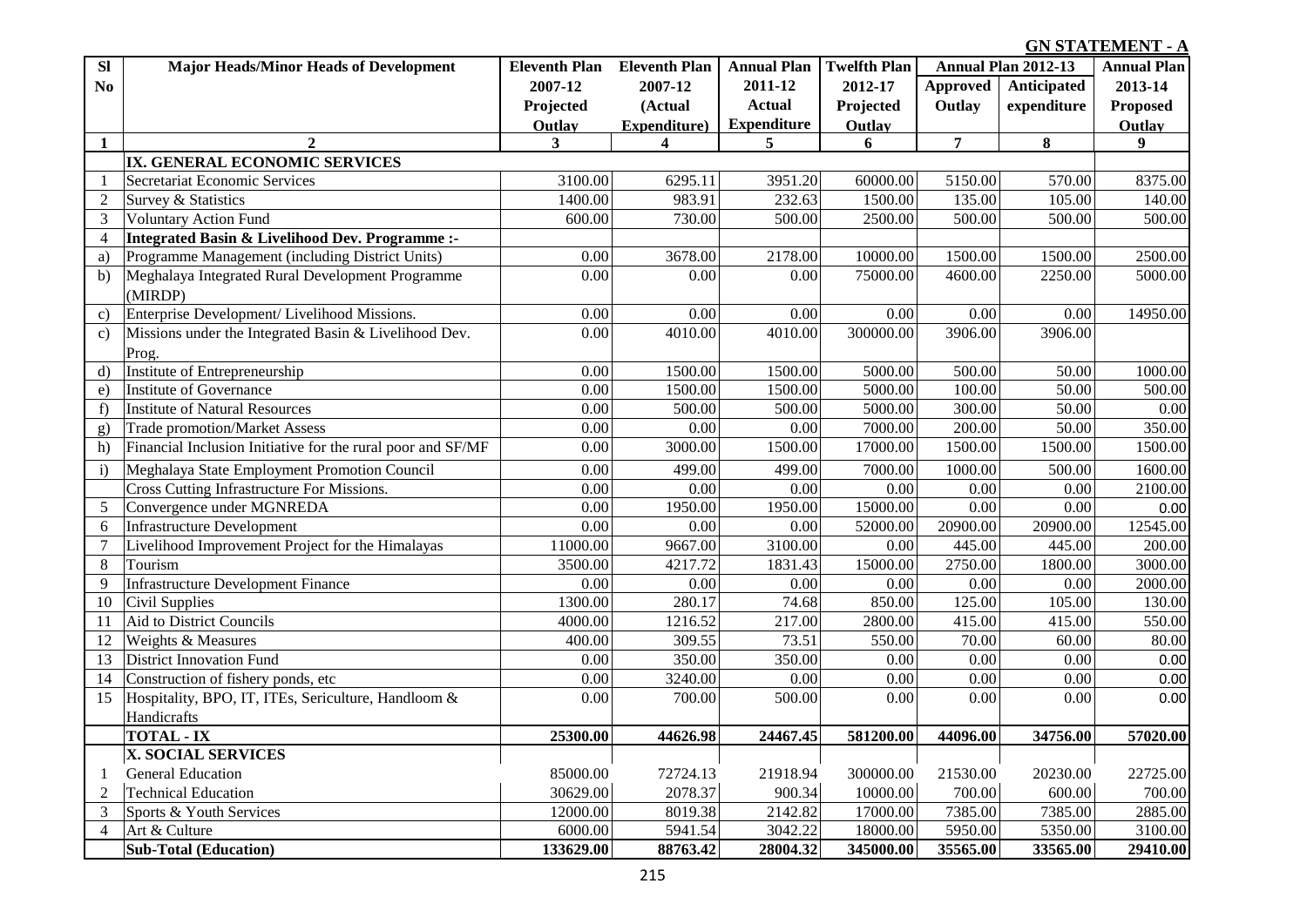**GN STATEMENT - A**

| Sl No | Major Heads/Minor Heads of Development | Eleventh Plan 2007-12 Projected Outlay | Eleventh Plan 2007-12 (Actual Expenditure) | Annual Plan 2011-12 Actual Expenditure | Twelfth Plan 2012-17 Projected Outlay | Annual Plan 2012-13 | | Annual Plan 2013-14 Proposed Outlay |
|---|---|---|---|---|---|---|---|---|
| | | | | | | Approved Outlay | Anticipated expenditure | |
| 1 | 2 | 3 | 4 | 5 | 6 | 7 | 8 | 9 |
| | **IX. GENERAL ECONOMIC SERVICES** | | | | | | | |
| 1 | Secretariat Economic Services | 3100.00 | 6295.11 | 3951.20 | 60000.00 | 5150.00 | 570.00 | 8375.00 |
| 2 | Survey & Statistics | 1400.00 | 983.91 | 232.63 | 1500.00 | 135.00 | 105.00 | 140.00 |
| 3 | Voluntary Action Fund | 600.00 | 730.00 | 500.00 | 2500.00 | 500.00 | 500.00 | 500.00 |
| 4 | **Integrated Basin & Livelihood Dev. Programme :-** | | | | | | | |
| a) | Programme Management (including District Units) | 0.00 | 3678.00 | 2178.00 | 10000.00 | 1500.00 | 1500.00 | 2500.00 |
| b) | Meghalaya Integrated Rural Development Programme (MIRDP) | 0.00 | 0.00 | 0.00 | 75000.00 | 4600.00 | 2250.00 | 5000.00 |
| c) | Enterprise Development/ Livelihood Missions. | 0.00 | 0.00 | 0.00 | 0.00 | 0.00 | 0.00 | 14950.00 |
| c) | Missions under the Integrated Basin & Livelihood Dev. Prog. | 0.00 | 4010.00 | 4010.00 | 300000.00 | 3906.00 | 3906.00 | |
| d) | Institute of Entrepreneurship | 0.00 | 1500.00 | 1500.00 | 5000.00 | 500.00 | 50.00 | 1000.00 |
| e) | Institute of Governance | 0.00 | 1500.00 | 1500.00 | 5000.00 | 100.00 | 50.00 | 500.00 |
| f) | Institute of Natural Resources | 0.00 | 500.00 | 500.00 | 5000.00 | 300.00 | 50.00 | 0.00 |
| g) | Trade promotion/Market Assess | 0.00 | 0.00 | 0.00 | 7000.00 | 200.00 | 50.00 | 350.00 |
| h) | Financial Inclusion Initiative for the rural poor and SF/MF | 0.00 | 3000.00 | 1500.00 | 17000.00 | 1500.00 | 1500.00 | 1500.00 |
| i) | Meghalaya State Employment Promotion Council | 0.00 | 499.00 | 499.00 | 7000.00 | 1000.00 | 500.00 | 1600.00 |
| | Cross Cutting Infrastructure For Missions. | 0.00 | 0.00 | 0.00 | 0.00 | 0.00 | 0.00 | 2100.00 |
| 5 | Convergence under MGNREDA | 0.00 | 1950.00 | 1950.00 | 15000.00 | 0.00 | 0.00 | 0.00 |
| 6 | Infrastructure Development | 0.00 | 0.00 | 0.00 | 52000.00 | 20900.00 | 20900.00 | 12545.00 |
| 7 | Livelihood Improvement Project for the Himalayas | 11000.00 | 9667.00 | 3100.00 | 0.00 | 445.00 | 445.00 | 200.00 |
| 8 | Tourism | 3500.00 | 4217.72 | 1831.43 | 15000.00 | 2750.00 | 1800.00 | 3000.00 |
| 9 | Infrastructure Development Finance | 0.00 | 0.00 | 0.00 | 0.00 | 0.00 | 0.00 | 2000.00 |
| 10 | Civil Supplies | 1300.00 | 280.17 | 74.68 | 850.00 | 125.00 | 105.00 | 130.00 |
| 11 | Aid to District Councils | 4000.00 | 1216.52 | 217.00 | 2800.00 | 415.00 | 415.00 | 550.00 |
| 12 | Weights & Measures | 400.00 | 309.55 | 73.51 | 550.00 | 70.00 | 60.00 | 80.00 |
| 13 | District Innovation Fund | 0.00 | 350.00 | 350.00 | 0.00 | 0.00 | 0.00 | 0.00 |
| 14 | Construction of fishery ponds, etc | 0.00 | 3240.00 | 0.00 | 0.00 | 0.00 | 0.00 | 0.00 |
| 15 | Hospitality, BPO, IT, ITEs, Sericulture, Handloom & Handicrafts | 0.00 | 700.00 | 500.00 | 0.00 | 0.00 | 0.00 | 0.00 |
| | **TOTAL - IX** | **25300.00** | **44626.98** | **24467.45** | **581200.00** | **44096.00** | **34756.00** | **57020.00** |
| | **X. SOCIAL SERVICES** | | | | | | | |
| 1 | General Education | 85000.00 | 72724.13 | 21918.94 | 300000.00 | 21530.00 | 20230.00 | 22725.00 |
| 2 | Technical Education | 30629.00 | 2078.37 | 900.34 | 10000.00 | 700.00 | 600.00 | 700.00 |
| 3 | Sports & Youth Services | 12000.00 | 8019.38 | 2142.82 | 17000.00 | 7385.00 | 7385.00 | 2885.00 |
| 4 | Art & Culture | 6000.00 | 5941.54 | 3042.22 | 18000.00 | 5950.00 | 5350.00 | 3100.00 |
| | **Sub-Total (Education)** | **133629.00** | **88763.42** | **28004.32** | **345000.00** | **35565.00** | **33565.00** | **29410.00** |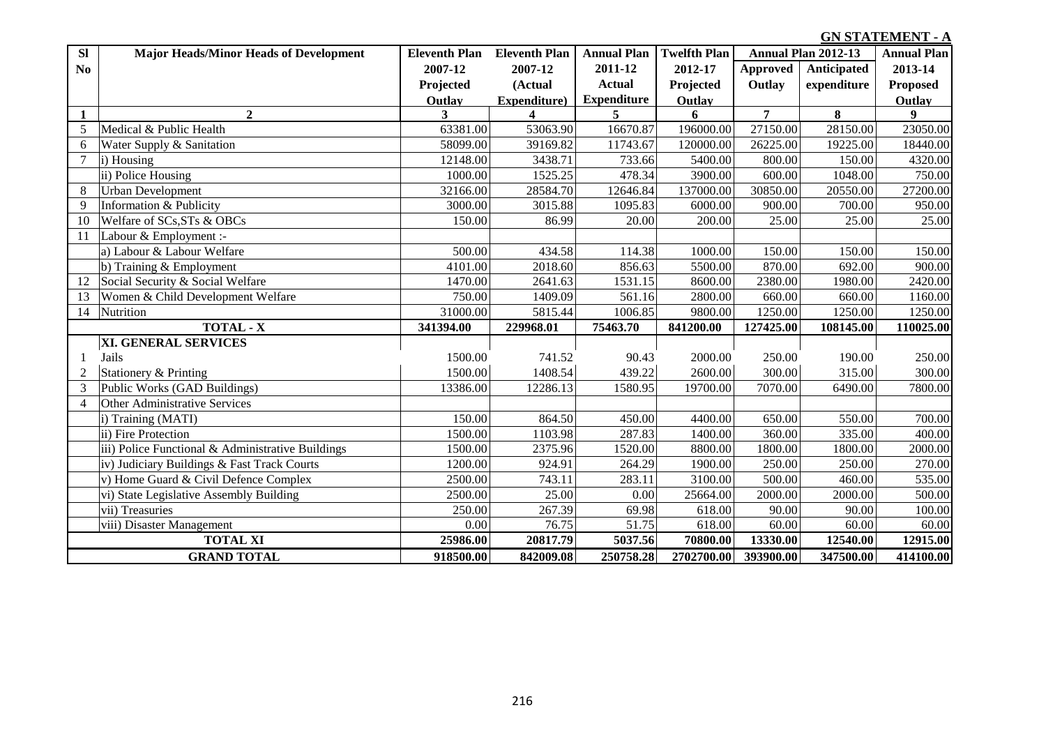**GN STATEMENT - A**

| Sl No | Major Heads/Minor Heads of Development | Eleventh Plan 2007-12 Projected Outlay | Eleventh Plan 2007-12 (Actual Expenditure) | Annual Plan 2011-12 Actual Expenditure | Twelfth Plan 2012-17 Projected Outlay | Annual Plan 2012-13 | | Annual Plan 2013-14 Proposed Outlay |
|---|---|---|---|---|---|---|---|---|
| | | | | | | Approved Outlay | Anticipated expenditure | |
| 1 | 2 | 3 | 4 | 5 | 6 | 7 | 8 | 9 |
| 5 | Medical & Public Health | 63381.00 | 53063.90 | 16670.87 | 196000.00 | 27150.00 | 28150.00 | 23050.00 |
| 6 | Water Supply & Sanitation | 58099.00 | 39169.82 | 11743.67 | 120000.00 | 26225.00 | 19225.00 | 18440.00 |
| 7 | i) Housing | 12148.00 | 3438.71 | 733.66 | 5400.00 | 800.00 | 150.00 | 4320.00 |
| | ii) Police Housing | 1000.00 | 1525.25 | 478.34 | 3900.00 | 600.00 | 1048.00 | 750.00 |
| 8 | Urban Development | 32166.00 | 28584.70 | 12646.84 | 137000.00 | 30850.00 | 20550.00 | 27200.00 |
| 9 | Information & Publicity | 3000.00 | 3015.88 | 1095.83 | 6000.00 | 900.00 | 700.00 | 950.00 |
| 10 | Welfare of SCs,STs & OBCs | 150.00 | 86.99 | 20.00 | 200.00 | 25.00 | 25.00 | 25.00 |
| 11 | Labour & Employment :- | | | | | | | |
| | a) Labour & Labour Welfare | 500.00 | 434.58 | 114.38 | 1000.00 | 150.00 | 150.00 | 150.00 |
| | b) Training & Employment | 4101.00 | 2018.60 | 856.63 | 5500.00 | 870.00 | 692.00 | 900.00 |
| 12 | Social Security & Social Welfare | 1470.00 | 2641.63 | 1531.15 | 8600.00 | 2380.00 | 1980.00 | 2420.00 |
| 13 | Women & Child Development Welfare | 750.00 | 1409.09 | 561.16 | 2800.00 | 660.00 | 660.00 | 1160.00 |
| 14 | Nutrition | 31000.00 | 5815.44 | 1006.85 | 9800.00 | 1250.00 | 1250.00 | 1250.00 |
| | **TOTAL - X** | **341394.00** | **229968.01** | **75463.70** | **841200.00** | **127425.00** | **108145.00** | **110025.00** |
| | **XI. GENERAL SERVICES** | | | | | | | |
| 1 | Jails | 1500.00 | 741.52 | 90.43 | 2000.00 | 250.00 | 190.00 | 250.00 |
| 2 | Stationery & Printing | 1500.00 | 1408.54 | 439.22 | 2600.00 | 300.00 | 315.00 | 300.00 |
| 3 | Public Works (GAD Buildings) | 13386.00 | 12286.13 | 1580.95 | 19700.00 | 7070.00 | 6490.00 | 7800.00 |
| 4 | Other Administrative Services | | | | | | | |
| | i) Training (MATI) | 150.00 | 864.50 | 450.00 | 4400.00 | 650.00 | 550.00 | 700.00 |
| | ii) Fire Protection | 1500.00 | 1103.98 | 287.83 | 1400.00 | 360.00 | 335.00 | 400.00 |
| | iii) Police Functional & Administrative Buildings | 1500.00 | 2375.96 | 1520.00 | 8800.00 | 1800.00 | 1800.00 | 2000.00 |
| | iv) Judiciary Buildings & Fast Track Courts | 1200.00 | 924.91 | 264.29 | 1900.00 | 250.00 | 250.00 | 270.00 |
| | v) Home Guard & Civil Defence Complex | 2500.00 | 743.11 | 283.11 | 3100.00 | 500.00 | 460.00 | 535.00 |
| | vi) State Legislative Assembly Building | 2500.00 | 25.00 | 0.00 | 25664.00 | 2000.00 | 2000.00 | 500.00 |
| | vii) Treasuries | 250.00 | 267.39 | 69.98 | 618.00 | 90.00 | 90.00 | 100.00 |
| | viii) Disaster Management | 0.00 | 76.75 | 51.75 | 618.00 | 60.00 | 60.00 | 60.00 |
| | **TOTAL XI** | **25986.00** | **20817.79** | **5037.56** | **70800.00** | **13330.00** | **12540.00** | **12915.00** |
| | **GRAND TOTAL** | **918500.00** | **842009.08** | **250758.28** | **2702700.00** | **393900.00** | **347500.00** | **414100.00** |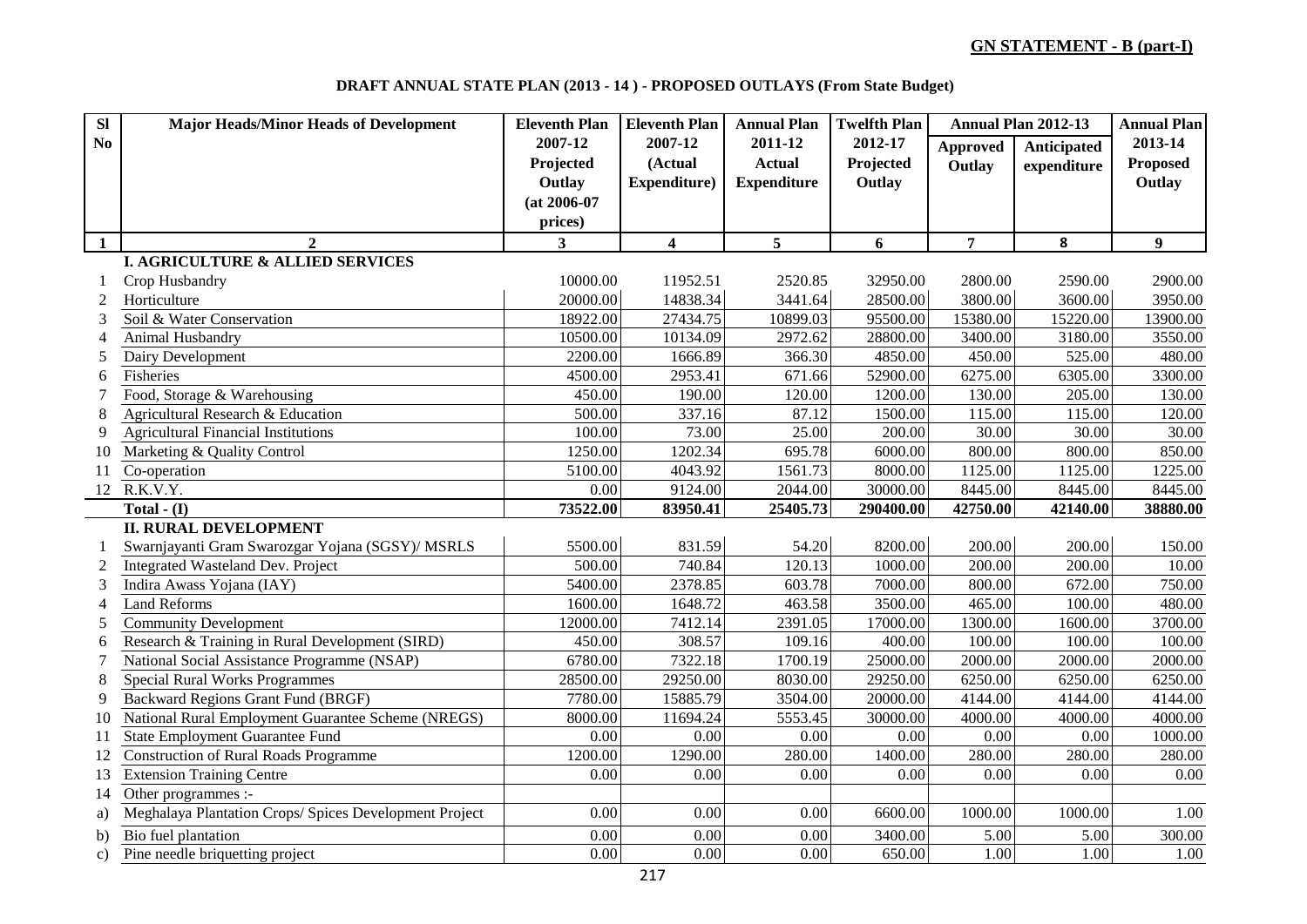**GN STATEMENT - B (part-I)**

## DRAFT ANNUAL STATE PLAN (2013 - 14 ) - PROPOSED OUTLAYS (From State Budget)

| Sl No | Major Heads/Minor Heads of Development | Eleventh Plan 2007-12 Projected Outlay (at 2006-07 prices) | Eleventh Plan 2007-12 (Actual Expenditure) | Annual Plan 2011-12 Actual Expenditure | Twelfth Plan 2012-17 Projected Outlay | Annual Plan 2012-13 | | Annual Plan 2013-14 Proposed Outlay |
|---|---|---|---|---|---|---|---|---|
| | | | | | | Approved Outlay | Anticipated expenditure | |
| 1 | 2 | 3 | 4 | 5 | 6 | 7 | 8 | 9 |
| | **I. AGRICULTURE & ALLIED SERVICES** | | | | | | | |
| 1 | Crop Husbandry | 10000.00 | 11952.51 | 2520.85 | 32950.00 | 2800.00 | 2590.00 | 2900.00 |
| 2 | Horticulture | 20000.00 | 14838.34 | 3441.64 | 28500.00 | 3800.00 | 3600.00 | 3950.00 |
| 3 | Soil & Water Conservation | 18922.00 | 27434.75 | 10899.03 | 95500.00 | 15380.00 | 15220.00 | 13900.00 |
| 4 | Animal Husbandry | 10500.00 | 10134.09 | 2972.62 | 28800.00 | 3400.00 | 3180.00 | 3550.00 |
| 5 | Dairy Development | 2200.00 | 1666.89 | 366.30 | 4850.00 | 450.00 | 525.00 | 480.00 |
| 6 | Fisheries | 4500.00 | 2953.41 | 671.66 | 52900.00 | 6275.00 | 6305.00 | 3300.00 |
| 7 | Food, Storage & Warehousing | 450.00 | 190.00 | 120.00 | 1200.00 | 130.00 | 205.00 | 130.00 |
| 8 | Agricultural Research & Education | 500.00 | 337.16 | 87.12 | 1500.00 | 115.00 | 115.00 | 120.00 |
| 9 | Agricultural Financial Institutions | 100.00 | 73.00 | 25.00 | 200.00 | 30.00 | 30.00 | 30.00 |
| 10 | Marketing & Quality Control | 1250.00 | 1202.34 | 695.78 | 6000.00 | 800.00 | 800.00 | 850.00 |
| 11 | Co-operation | 5100.00 | 4043.92 | 1561.73 | 8000.00 | 1125.00 | 1125.00 | 1225.00 |
| 12 | R.K.V.Y. | 0.00 | 9124.00 | 2044.00 | 30000.00 | 8445.00 | 8445.00 | 8445.00 |
| | **Total - (I)** | **73522.00** | **83950.41** | **25405.73** | **290400.00** | **42750.00** | **42140.00** | **38880.00** |
| | **II. RURAL DEVELOPMENT** | | | | | | | |
| 1 | Swarnjayanti Gram Swarozgar Yojana (SGSY)/ MSRLS | 5500.00 | 831.59 | 54.20 | 8200.00 | 200.00 | 200.00 | 150.00 |
| 2 | Integrated Wasteland Dev. Project | 500.00 | 740.84 | 120.13 | 1000.00 | 200.00 | 200.00 | 10.00 |
| 3 | Indira Awass Yojana (IAY) | 5400.00 | 2378.85 | 603.78 | 7000.00 | 800.00 | 672.00 | 750.00 |
| 4 | Land Reforms | 1600.00 | 1648.72 | 463.58 | 3500.00 | 465.00 | 100.00 | 480.00 |
| 5 | Community Development | 12000.00 | 7412.14 | 2391.05 | 17000.00 | 1300.00 | 1600.00 | 3700.00 |
| 6 | Research & Training in Rural Development (SIRD) | 450.00 | 308.57 | 109.16 | 400.00 | 100.00 | 100.00 | 100.00 |
| 7 | National Social Assistance Programme (NSAP) | 6780.00 | 7322.18 | 1700.19 | 25000.00 | 2000.00 | 2000.00 | 2000.00 |
| 8 | Special Rural Works Programmes | 28500.00 | 29250.00 | 8030.00 | 29250.00 | 6250.00 | 6250.00 | 6250.00 |
| 9 | Backward Regions Grant Fund (BRGF) | 7780.00 | 15885.79 | 3504.00 | 20000.00 | 4144.00 | 4144.00 | 4144.00 |
| 10 | National Rural Employment Guarantee Scheme (NREGS) | 8000.00 | 11694.24 | 5553.45 | 30000.00 | 4000.00 | 4000.00 | 4000.00 |
| 11 | State Employment Guarantee Fund | 0.00 | 0.00 | 0.00 | 0.00 | 0.00 | 0.00 | 1000.00 |
| 12 | Construction of Rural Roads Programme | 1200.00 | 1290.00 | 280.00 | 1400.00 | 280.00 | 280.00 | 280.00 |
| 13 | Extension Training Centre | 0.00 | 0.00 | 0.00 | 0.00 | 0.00 | 0.00 | 0.00 |
| 14 | Other programmes :- | | | | | | | |
| a) | Meghalaya Plantation Crops/ Spices Development Project | 0.00 | 0.00 | 0.00 | 6600.00 | 1000.00 | 1000.00 | 1.00 |
| b) | Bio fuel plantation | 0.00 | 0.00 | 0.00 | 3400.00 | 5.00 | 5.00 | 300.00 |
| c) | Pine needle briquetting project | 0.00 | 0.00 | 0.00 | 650.00 | 1.00 | 1.00 | 1.00 |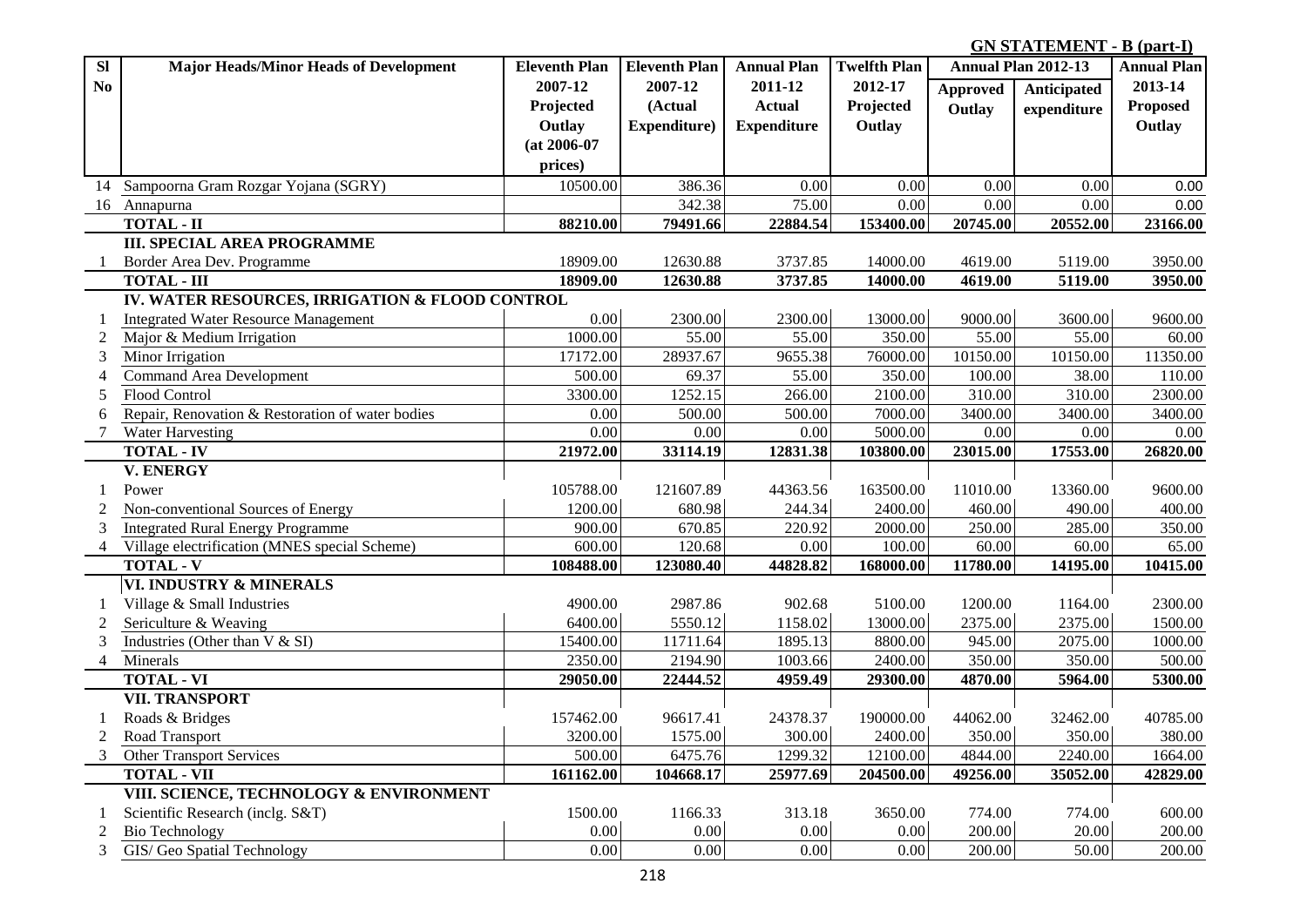**GN STATEMENT - B (part-I)**

| Sl No | Major Heads/Minor Heads of Development | Eleventh Plan 2007-12 Projected Outlay (at 2006-07 prices) | Eleventh Plan 2007-12 (Actual Expenditure) | Annual Plan 2011-12 Actual Expenditure | Twelfth Plan 2012-17 Projected Outlay | Annual Plan 2012-13 | | Annual Plan 2013-14 Proposed Outlay |
|---|---|---|---|---|---|---|---|---|
| | | | | | | Approved Outlay | Anticipated expenditure | |
| 14 | Sampoorna Gram Rozgar Yojana (SGRY) | 10500.00 | 386.36 | 0.00 | 0.00 | 0.00 | 0.00 | 0.00 |
| 16 | Annapurna | | 342.38 | 75.00 | 0.00 | 0.00 | 0.00 | 0.00 |
| | **TOTAL - II** | **88210.00** | **79491.66** | **22884.54** | **153400.00** | **20745.00** | **20552.00** | **23166.00** |
| | **III. SPECIAL AREA PROGRAMME** | | | | | | | |
| 1 | Border Area Dev. Programme | 18909.00 | 12630.88 | 3737.85 | 14000.00 | 4619.00 | 5119.00 | 3950.00 |
| | **TOTAL - III** | **18909.00** | **12630.88** | **3737.85** | **14000.00** | **4619.00** | **5119.00** | **3950.00** |
| | **IV. WATER RESOURCES, IRRIGATION & FLOOD CONTROL** | | | | | | | |
| 1 | Integrated Water Resource Management | 0.00 | 2300.00 | 2300.00 | 13000.00 | 9000.00 | 3600.00 | 9600.00 |
| 2 | Major & Medium Irrigation | 1000.00 | 55.00 | 55.00 | 350.00 | 55.00 | 55.00 | 60.00 |
| 3 | Minor Irrigation | 17172.00 | 28937.67 | 9655.38 | 76000.00 | 10150.00 | 10150.00 | 11350.00 |
| 4 | Command Area Development | 500.00 | 69.37 | 55.00 | 350.00 | 100.00 | 38.00 | 110.00 |
| 5 | Flood Control | 3300.00 | 1252.15 | 266.00 | 2100.00 | 310.00 | 310.00 | 2300.00 |
| 6 | Repair, Renovation & Restoration of water bodies | 0.00 | 500.00 | 500.00 | 7000.00 | 3400.00 | 3400.00 | 3400.00 |
| 7 | Water Harvesting | 0.00 | 0.00 | 0.00 | 5000.00 | 0.00 | 0.00 | 0.00 |
| | **TOTAL - IV** | **21972.00** | **33114.19** | **12831.38** | **103800.00** | **23015.00** | **17553.00** | **26820.00** |
| | **V. ENERGY** | | | | | | | |
| 1 | Power | 105788.00 | 121607.89 | 44363.56 | 163500.00 | 11010.00 | 13360.00 | 9600.00 |
| 2 | Non-conventional Sources of Energy | 1200.00 | 680.98 | 244.34 | 2400.00 | 460.00 | 490.00 | 400.00 |
| 3 | Integrated Rural Energy Programme | 900.00 | 670.85 | 220.92 | 2000.00 | 250.00 | 285.00 | 350.00 |
| 4 | Village electrification (MNES special Scheme) | 600.00 | 120.68 | 0.00 | 100.00 | 60.00 | 60.00 | 65.00 |
| | **TOTAL - V** | **108488.00** | **123080.40** | **44828.82** | **168000.00** | **11780.00** | **14195.00** | **10415.00** |
| | **VI. INDUSTRY & MINERALS** | | | | | | | |
| 1 | Village & Small Industries | 4900.00 | 2987.86 | 902.68 | 5100.00 | 1200.00 | 1164.00 | 2300.00 |
| 2 | Sericulture & Weaving | 6400.00 | 5550.12 | 1158.02 | 13000.00 | 2375.00 | 2375.00 | 1500.00 |
| 3 | Industries (Other than V & SI) | 15400.00 | 11711.64 | 1895.13 | 8800.00 | 945.00 | 2075.00 | 1000.00 |
| 4 | Minerals | 2350.00 | 2194.90 | 1003.66 | 2400.00 | 350.00 | 350.00 | 500.00 |
| | **TOTAL - VI** | **29050.00** | **22444.52** | **4959.49** | **29300.00** | **4870.00** | **5964.00** | **5300.00** |
| | **VII. TRANSPORT** | | | | | | | |
| 1 | Roads & Bridges | 157462.00 | 96617.41 | 24378.37 | 190000.00 | 44062.00 | 32462.00 | 40785.00 |
| 2 | Road Transport | 3200.00 | 1575.00 | 300.00 | 2400.00 | 350.00 | 350.00 | 380.00 |
| 3 | Other Transport Services | 500.00 | 6475.76 | 1299.32 | 12100.00 | 4844.00 | 2240.00 | 1664.00 |
| | **TOTAL - VII** | **161162.00** | **104668.17** | **25977.69** | **204500.00** | **49256.00** | **35052.00** | **42829.00** |
| | **VIII. SCIENCE, TECHNOLOGY & ENVIRONMENT** | | | | | | | |
| 1 | Scientific Research (inclg. S&T) | 1500.00 | 1166.33 | 313.18 | 3650.00 | 774.00 | 774.00 | 600.00 |
| 2 | Bio Technology | 0.00 | 0.00 | 0.00 | 0.00 | 200.00 | 20.00 | 200.00 |
| 3 | GIS/ Geo Spatial Technology | 0.00 | 0.00 | 0.00 | 0.00 | 200.00 | 50.00 | 200.00 |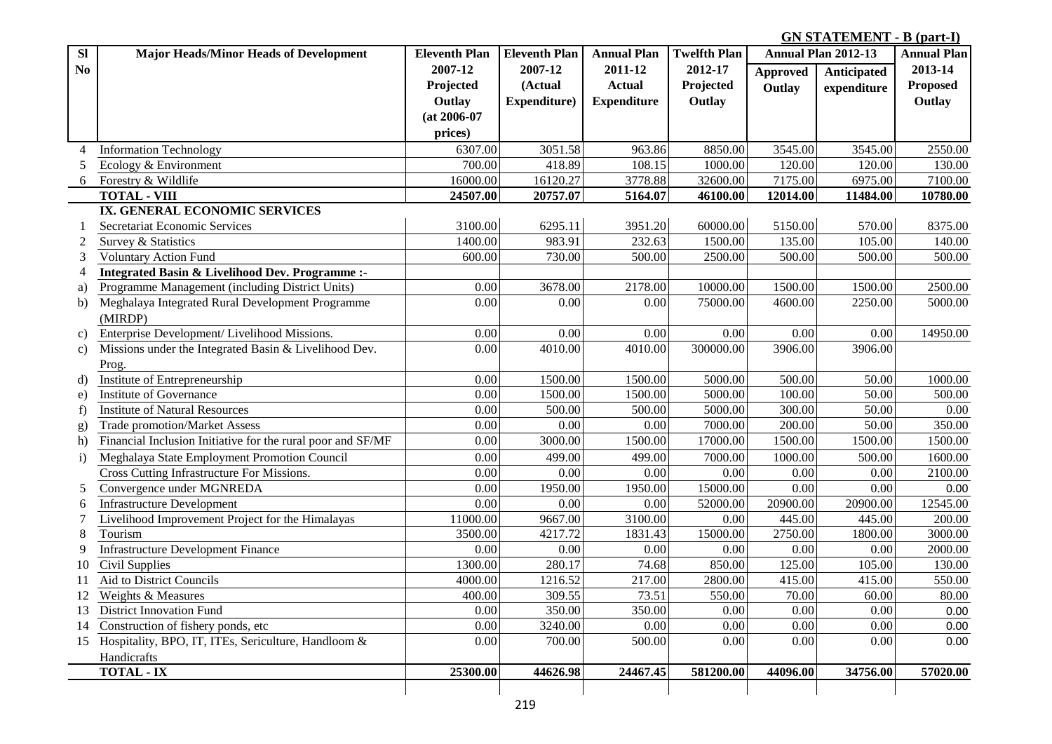**GN STATEMENT - B (part-I)**

| Sl No | Major Heads/Minor Heads of Development | Eleventh Plan 2007-12 Projected Outlay (at 2006-07 prices) | Eleventh Plan 2007-12 (Actual Expenditure) | Annual Plan 2011-12 Actual Expenditure | Twelfth Plan 2012-17 Projected Outlay | Annual Plan 2012-13 | | Annual Plan 2013-14 Proposed Outlay |
|---|---|---|---|---|---|---|---|---|
| | | | | | | Approved Outlay | Anticipated expenditure | |
| 4 | Information Technology | 6307.00 | 3051.58 | 963.86 | 8850.00 | 3545.00 | 3545.00 | 2550.00 |
| 5 | Ecology & Environment | 700.00 | 418.89 | 108.15 | 1000.00 | 120.00 | 120.00 | 130.00 |
| 6 | Forestry & Wildlife | 16000.00 | 16120.27 | 3778.88 | 32600.00 | 7175.00 | 6975.00 | 7100.00 |
| | **TOTAL - VIII** | **24507.00** | **20757.07** | **5164.07** | **46100.00** | **12014.00** | **11484.00** | **10780.00** |
| | **IX. GENERAL ECONOMIC SERVICES** | | | | | | | |
| 1 | Secretariat Economic Services | 3100.00 | 6295.11 | 3951.20 | 60000.00 | 5150.00 | 570.00 | 8375.00 |
| 2 | Survey & Statistics | 1400.00 | 983.91 | 232.63 | 1500.00 | 135.00 | 105.00 | 140.00 |
| 3 | Voluntary Action Fund | 600.00 | 730.00 | 500.00 | 2500.00 | 500.00 | 500.00 | 500.00 |
| 4 | **Integrated Basin & Livelihood Dev. Programme :-** | | | | | | | |
| a) | Programme Management (including District Units) | 0.00 | 3678.00 | 2178.00 | 10000.00 | 1500.00 | 1500.00 | 2500.00 |
| b) | Meghalaya Integrated Rural Development Programme (MIRDP) | 0.00 | 0.00 | 0.00 | 75000.00 | 4600.00 | 2250.00 | 5000.00 |
| c) | Enterprise Development/ Livelihood Missions. | 0.00 | 0.00 | 0.00 | 0.00 | 0.00 | 0.00 | 14950.00 |
| c) | Missions under the Integrated Basin & Livelihood Dev. Prog. | 0.00 | 4010.00 | 4010.00 | 300000.00 | 3906.00 | 3906.00 | |
| d) | Institute of Entrepreneurship | 0.00 | 1500.00 | 1500.00 | 5000.00 | 500.00 | 50.00 | 1000.00 |
| e) | Institute of Governance | 0.00 | 1500.00 | 1500.00 | 5000.00 | 100.00 | 50.00 | 500.00 |
| f) | Institute of Natural Resources | 0.00 | 500.00 | 500.00 | 5000.00 | 300.00 | 50.00 | 0.00 |
| g) | Trade promotion/Market Assess | 0.00 | 0.00 | 0.00 | 7000.00 | 200.00 | 50.00 | 350.00 |
| h) | Financial Inclusion Initiative for the rural poor and SF/MF | 0.00 | 3000.00 | 1500.00 | 17000.00 | 1500.00 | 1500.00 | 1500.00 |
| i) | Meghalaya State Employment Promotion Council | 0.00 | 499.00 | 499.00 | 7000.00 | 1000.00 | 500.00 | 1600.00 |
| | Cross Cutting Infrastructure For Missions. | 0.00 | 0.00 | 0.00 | 0.00 | 0.00 | 0.00 | 2100.00 |
| 5 | Convergence under MGNREDA | 0.00 | 1950.00 | 1950.00 | 15000.00 | 0.00 | 0.00 | 0.00 |
| 6 | Infrastructure Development | 0.00 | 0.00 | 0.00 | 52000.00 | 20900.00 | 20900.00 | 12545.00 |
| 7 | Livelihood Improvement Project for the Himalayas | 11000.00 | 9667.00 | 3100.00 | 0.00 | 445.00 | 445.00 | 200.00 |
| 8 | Tourism | 3500.00 | 4217.72 | 1831.43 | 15000.00 | 2750.00 | 1800.00 | 3000.00 |
| 9 | Infrastructure Development Finance | 0.00 | 0.00 | 0.00 | 0.00 | 0.00 | 0.00 | 2000.00 |
| 10 | Civil Supplies | 1300.00 | 280.17 | 74.68 | 850.00 | 125.00 | 105.00 | 130.00 |
| 11 | Aid to District Councils | 4000.00 | 1216.52 | 217.00 | 2800.00 | 415.00 | 415.00 | 550.00 |
| 12 | Weights & Measures | 400.00 | 309.55 | 73.51 | 550.00 | 70.00 | 60.00 | 80.00 |
| 13 | District Innovation Fund | 0.00 | 350.00 | 350.00 | 0.00 | 0.00 | 0.00 | 0.00 |
| 14 | Construction of fishery ponds, etc | 0.00 | 3240.00 | 0.00 | 0.00 | 0.00 | 0.00 | 0.00 |
| 15 | Hospitality, BPO, IT, ITEs, Sericulture, Handloom & Handicrafts | 0.00 | 700.00 | 500.00 | 0.00 | 0.00 | 0.00 | 0.00 |
| | **TOTAL - IX** | **25300.00** | **44626.98** | **24467.45** | **581200.00** | **44096.00** | **34756.00** | **57020.00** |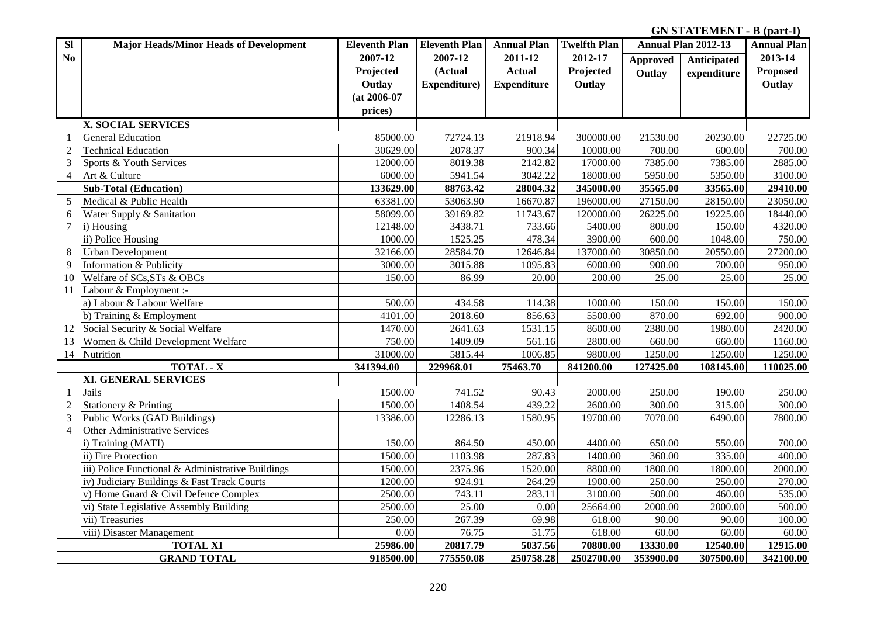**GN STATEMENT - B (part-I)**

| Sl No | Major Heads/Minor Heads of Development | Eleventh Plan 2007-12 Projected Outlay (at 2006-07 prices) | Eleventh Plan 2007-12 (Actual Expenditure) | Annual Plan 2011-12 Actual Expenditure | Twelfth Plan 2012-17 Projected Outlay | Annual Plan 2012-13 | | Annual Plan 2013-14 Proposed Outlay |
|---|---|---|---|---|---|---|---|---|
| | | | | | | Approved Outlay | Anticipated expenditure | |
| | **X. SOCIAL SERVICES** | | | | | | | |
| 1 | General Education | 85000.00 | 72724.13 | 21918.94 | 300000.00 | 21530.00 | 20230.00 | 22725.00 |
| 2 | Technical Education | 30629.00 | 2078.37 | 900.34 | 10000.00 | 700.00 | 600.00 | 700.00 |
| 3 | Sports & Youth Services | 12000.00 | 8019.38 | 2142.82 | 17000.00 | 7385.00 | 7385.00 | 2885.00 |
| 4 | Art & Culture | 6000.00 | 5941.54 | 3042.22 | 18000.00 | 5950.00 | 5350.00 | 3100.00 |
| | **Sub-Total (Education)** | **133629.00** | **88763.42** | **28004.32** | **345000.00** | **35565.00** | **33565.00** | **29410.00** |
| 5 | Medical & Public Health | 63381.00 | 53063.90 | 16670.87 | 196000.00 | 27150.00 | 28150.00 | 23050.00 |
| 6 | Water Supply & Sanitation | 58099.00 | 39169.82 | 11743.67 | 120000.00 | 26225.00 | 19225.00 | 18440.00 |
| 7 | i) Housing | 12148.00 | 3438.71 | 733.66 | 5400.00 | 800.00 | 150.00 | 4320.00 |
| | ii) Police Housing | 1000.00 | 1525.25 | 478.34 | 3900.00 | 600.00 | 1048.00 | 750.00 |
| 8 | Urban Development | 32166.00 | 28584.70 | 12646.84 | 137000.00 | 30850.00 | 20550.00 | 27200.00 |
| 9 | Information & Publicity | 3000.00 | 3015.88 | 1095.83 | 6000.00 | 900.00 | 700.00 | 950.00 |
| 10 | Welfare of SCs,STs & OBCs | 150.00 | 86.99 | 20.00 | 200.00 | 25.00 | 25.00 | 25.00 |
| 11 | Labour & Employment :- | | | | | | | |
| | a) Labour & Labour Welfare | 500.00 | 434.58 | 114.38 | 1000.00 | 150.00 | 150.00 | 150.00 |
| | b) Training & Employment | 4101.00 | 2018.60 | 856.63 | 5500.00 | 870.00 | 692.00 | 900.00 |
| 12 | Social Security & Social Welfare | 1470.00 | 2641.63 | 1531.15 | 8600.00 | 2380.00 | 1980.00 | 2420.00 |
| 13 | Women & Child Development Welfare | 750.00 | 1409.09 | 561.16 | 2800.00 | 660.00 | 660.00 | 1160.00 |
| 14 | Nutrition | 31000.00 | 5815.44 | 1006.85 | 9800.00 | 1250.00 | 1250.00 | 1250.00 |
| | **TOTAL - X** | **341394.00** | **229968.01** | **75463.70** | **841200.00** | **127425.00** | **108145.00** | **110025.00** |
| | **XI. GENERAL SERVICES** | | | | | | | |
| 1 | Jails | 1500.00 | 741.52 | 90.43 | 2000.00 | 250.00 | 190.00 | 250.00 |
| 2 | Stationery & Printing | 1500.00 | 1408.54 | 439.22 | 2600.00 | 300.00 | 315.00 | 300.00 |
| 3 | Public Works (GAD Buildings) | 13386.00 | 12286.13 | 1580.95 | 19700.00 | 7070.00 | 6490.00 | 7800.00 |
| 4 | Other Administrative Services | | | | | | | |
| | i) Training (MATI) | 150.00 | 864.50 | 450.00 | 4400.00 | 650.00 | 550.00 | 700.00 |
| | ii) Fire Protection | 1500.00 | 1103.98 | 287.83 | 1400.00 | 360.00 | 335.00 | 400.00 |
| | iii) Police Functional & Administrative Buildings | 1500.00 | 2375.96 | 1520.00 | 8800.00 | 1800.00 | 1800.00 | 2000.00 |
| | iv) Judiciary Buildings & Fast Track Courts | 1200.00 | 924.91 | 264.29 | 1900.00 | 250.00 | 250.00 | 270.00 |
| | v) Home Guard & Civil Defence Complex | 2500.00 | 743.11 | 283.11 | 3100.00 | 500.00 | 460.00 | 535.00 |
| | vi) State Legislative Assembly Building | 2500.00 | 25.00 | 0.00 | 25664.00 | 2000.00 | 2000.00 | 500.00 |
| | vii) Treasuries | 250.00 | 267.39 | 69.98 | 618.00 | 90.00 | 90.00 | 100.00 |
| | viii) Disaster Management | 0.00 | 76.75 | 51.75 | 618.00 | 60.00 | 60.00 | 60.00 |
| | **TOTAL XI** | **25986.00** | **20817.79** | **5037.56** | **70800.00** | **13330.00** | **12540.00** | **12915.00** |
| | **GRAND TOTAL** | **918500.00** | **775550.08** | **250758.28** | **2502700.00** | **353900.00** | **307500.00** | **342100.00** |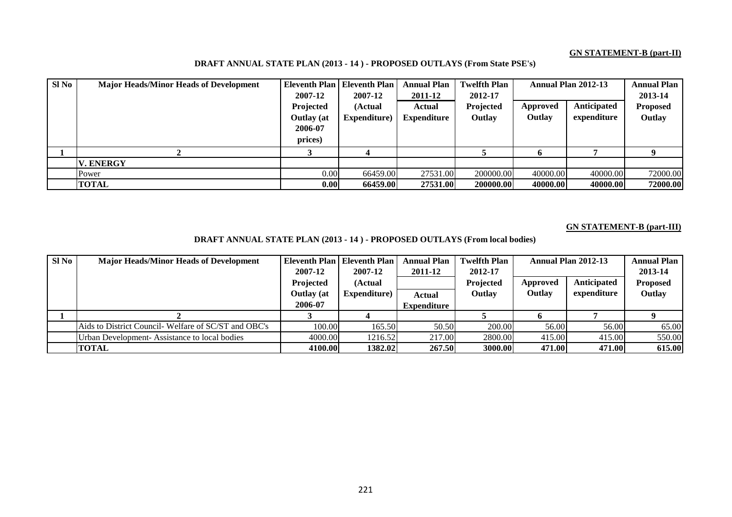**GN STATEMENT-B (part-II)**

**DRAFT ANNUAL STATE PLAN (2013 - 14 ) - PROPOSED OUTLAYS (From State PSE's)**

| Sl No | Major Heads/Minor Heads of Development | Eleven­th Plan 2007-12 Projected Outlay (at 2006-07 prices) | Eleventh Plan 2007-12 (Actual Expenditure) | Annual Plan 2011-12 Actual Expenditure | Twelfth Plan 2012-17 Projected Outlay | Annual Plan 2012-13 | | Annual Plan 2013-14 Proposed Outlay |
|---|---|---|---|---|---|---|---|---|
| | | | | | | Approved Outlay | Anticipated expenditure | |
| 1 | 2 | 3 | 4 | | 5 | 6 | 7 | 9 |
| | **V. ENERGY** | | | | | | | |
| | Power | 0.00 | 66459.00 | 27531.00 | 200000.00 | 40000.00 | 40000.00 | 72000.00 |
| | **TOTAL** | **0.00** | **66459.00** | **27531.00** | **200000.00** | **40000.00** | **40000.00** | **72000.00** |

**GN STATEMENT-B (part-III)**

**DRAFT ANNUAL STATE PLAN (2013 - 14 ) - PROPOSED OUTLAYS (From local bodies)**

| Sl No | Major Heads/Minor Heads of Development | Eleventh Plan 2007-12 Projected Outlay (at 2006-07 | Eleventh Plan 2007-12 (Actual Expenditure) | Annual Plan 2011-12 Actual Expenditure | Twelfth Plan 2012-17 Projected Outlay | Annual Plan 2012-13 | | Annual Plan 2013-14 Proposed Outlay |
|---|---|---|---|---|---|---|---|---|
| | | | | | | Approved Outlay | Anticipated expenditure | |
| 1 | 2 | 3 | 4 | | 5 | 6 | 7 | 9 |
| | Aids to District Council- Welfare of SC/ST and OBC's | 100.00 | 165.50 | 50.50 | 200.00 | 56.00 | 56.00 | 65.00 |
| | Urban Development- Assistance to local bodies | 4000.00 | 1216.52 | 217.00 | 2800.00 | 415.00 | 415.00 | 550.00 |
| | **TOTAL** | **4100.00** | **1382.02** | **267.50** | **3000.00** | **471.00** | **471.00** | **615.00** |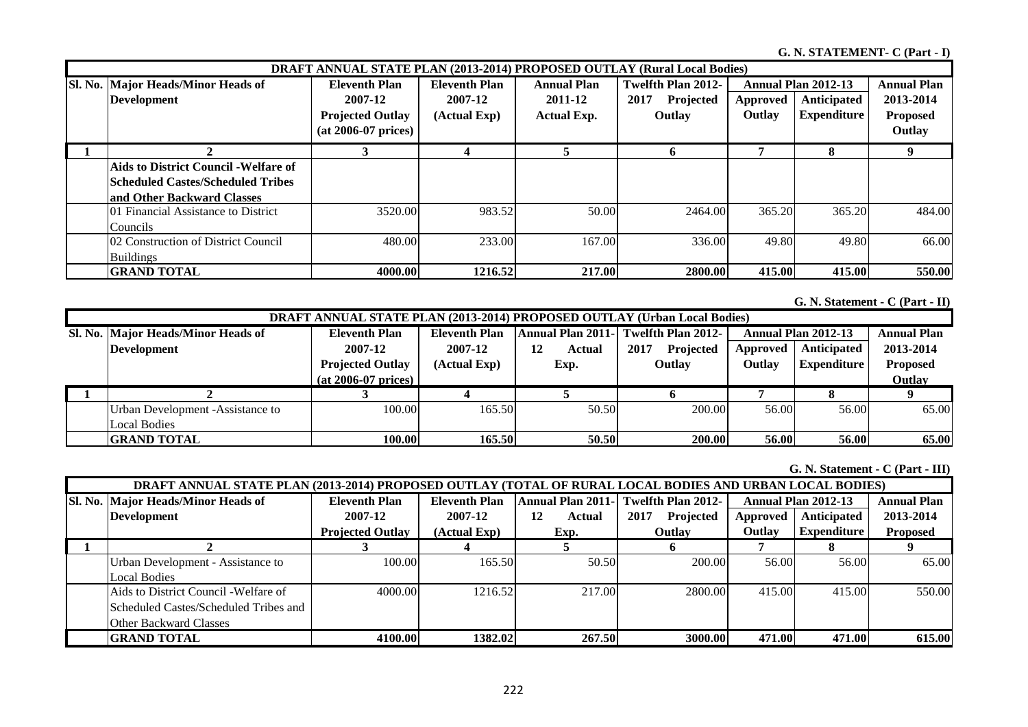G. N. STATEMENT- C (Part - I)

| DRAFT ANNUAL STATE PLAN (2013-2014) PROPOSED OUTLAY (Rural Local Bodies) | | | | | | | | |
|---|---|---|---|---|---|---|---|---|
| Sl. No. | Major Heads/Minor Heads of Development | Eleventh Plan 2007-12 Projected Outlay (at 2006-07 prices) | Eleventh Plan 2007-12 (Actual Exp) | Annual Plan 2011-12 Actual Exp. | Twelfth Plan 2012-2017 Projected Outlay | Annual Plan 2012-13 | | Annual Plan 2013-2014 Proposed Outlay |
| | | | | | | Approved Outlay | Anticipated Expenditure | |
| 1 | 2 | 3 | 4 | 5 | 6 | 7 | 8 | 9 |
| | **Aids to District Council -Welfare of Scheduled Castes/Scheduled Tribes and Other Backward Classes** | | | | | | | |
| | 01 Financial Assistance to District Councils | 3520.00 | 983.52 | 50.00 | 2464.00 | 365.20 | 365.20 | 484.00 |
| | 02 Construction of District Council Buildings | 480.00 | 233.00 | 167.00 | 336.00 | 49.80 | 49.80 | 66.00 |
| | **GRAND TOTAL** | **4000.00** | **1216.52** | **217.00** | **2800.00** | **415.00** | **415.00** | **550.00** |

G. N. Statement - C (Part - II)

| DRAFT ANNUAL STATE PLAN (2013-2014) PROPOSED OUTLAY (Urban Local Bodies) | | | | | | | | |
|---|---|---|---|---|---|---|---|---|
| Sl. No. | Major Heads/Minor Heads of Development | Eleventh Plan 2007-12 Projected Outlay (at 2006-07 prices) | Eleventh Plan 2007-12 (Actual Exp) | Annual Plan 2011-12 Actual Exp. | Twelfth Plan 2012-2017 Projected Outlay | Annual Plan 2012-13 | | Annual Plan 2013-2014 Proposed Outlay |
| | | | | | | Approved Outlay | Anticipated Expenditure | |
| 1 | 2 | 3 | 4 | 5 | 6 | 7 | 8 | 9 |
| | Urban Development -Assistance to Local Bodies | 100.00 | 165.50 | 50.50 | 200.00 | 56.00 | 56.00 | 65.00 |
| | **GRAND TOTAL** | **100.00** | **165.50** | **50.50** | **200.00** | **56.00** | **56.00** | **65.00** |

G. N. Statement - C (Part - III)

| DRAFT ANNUAL STATE PLAN (2013-2014) PROPOSED OUTLAY (TOTAL OF RURAL LOCAL BODIES AND URBAN LOCAL BODIES) | | | | | | | | |
|---|---|---|---|---|---|---|---|---|
| Sl. No. | Major Heads/Minor Heads of Development | Eleventh Plan 2007-12 Projected Outlay | Eleventh Plan 2007-12 (Actual Exp) | Annual Plan 2011-12 Actual Exp. | Twelfth Plan 2012-2017 Projected Outlay | Annual Plan 2012-13 | | Annual Plan 2013-2014 Proposed |
| | | | | | | Approved Outlay | Anticipated Expenditure | |
| 1 | 2 | 3 | 4 | 5 | 6 | 7 | 8 | 9 |
| | Urban Development - Assistance to Local Bodies | 100.00 | 165.50 | 50.50 | 200.00 | 56.00 | 56.00 | 65.00 |
| | Aids to District Council -Welfare of Scheduled Castes/Scheduled Tribes and Other Backward Classes | 4000.00 | 1216.52 | 217.00 | 2800.00 | 415.00 | 415.00 | 550.00 |
| | **GRAND TOTAL** | **4100.00** | **1382.02** | **267.50** | **3000.00** | **471.00** | **471.00** | **615.00** |